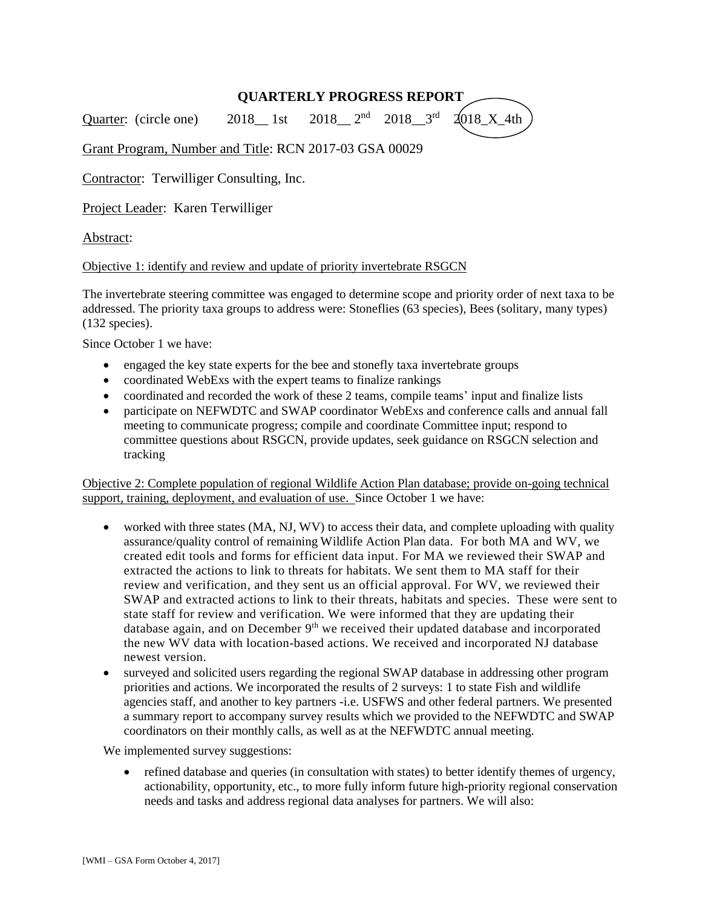## QUARTERLY PROGRESS REPORT

Quarter: (circle one) 2018__ 1st 2018__ 2nd 2018__3rd 2018_X_4th (circled)

Grant Program, Number and Title: RCN 2017-03 GSA 00029

Contractor: Terwilliger Consulting, Inc.

Project Leader: Karen Terwilliger

Abstract:

Objective 1: identify and review and update of priority invertebrate RSGCN

The invertebrate steering committee was engaged to determine scope and priority order of next taxa to be addressed. The priority taxa groups to address were: Stoneflies (63 species), Bees (solitary, many types) (132 species).

Since October 1 we have:

- engaged the key state experts for the bee and stonefly taxa invertebrate groups
- coordinated WebExs with the expert teams to finalize rankings
- coordinated and recorded the work of these 2 teams, compile teams' input and finalize lists
- participate on NEFWDTC and SWAP coordinator WebExs and conference calls and annual fall meeting to communicate progress; compile and coordinate Committee input; respond to committee questions about RSGCN, provide updates, seek guidance on RSGCN selection and tracking

Objective 2: Complete population of regional Wildlife Action Plan database; provide on-going technical support, training, deployment, and evaluation of use. Since October 1 we have:

- worked with three states (MA, NJ, WV) to access their data, and complete uploading with quality assurance/quality control of remaining Wildlife Action Plan data. For both MA and WV, we created edit tools and forms for efficient data input. For MA we reviewed their SWAP and extracted the actions to link to threats for habitats. We sent them to MA staff for their review and verification, and they sent us an official approval. For WV, we reviewed their SWAP and extracted actions to link to their threats, habitats and species. These were sent to state staff for review and verification. We were informed that they are updating their database again, and on December 9th we received their updated database and incorporated the new WV data with location-based actions. We received and incorporated NJ database newest version.
- surveyed and solicited users regarding the regional SWAP database in addressing other program priorities and actions. We incorporated the results of 2 surveys: 1 to state Fish and wildlife agencies staff, and another to key partners -i.e. USFWS and other federal partners. We presented a summary report to accompany survey results which we provided to the NEFWDTC and SWAP coordinators on their monthly calls, as well as at the NEFWDTC annual meeting.

We implemented survey suggestions:

- refined database and queries (in consultation with states) to better identify themes of urgency, actionability, opportunity, etc., to more fully inform future high-priority regional conservation needs and tasks and address regional data analyses for partners. We will also: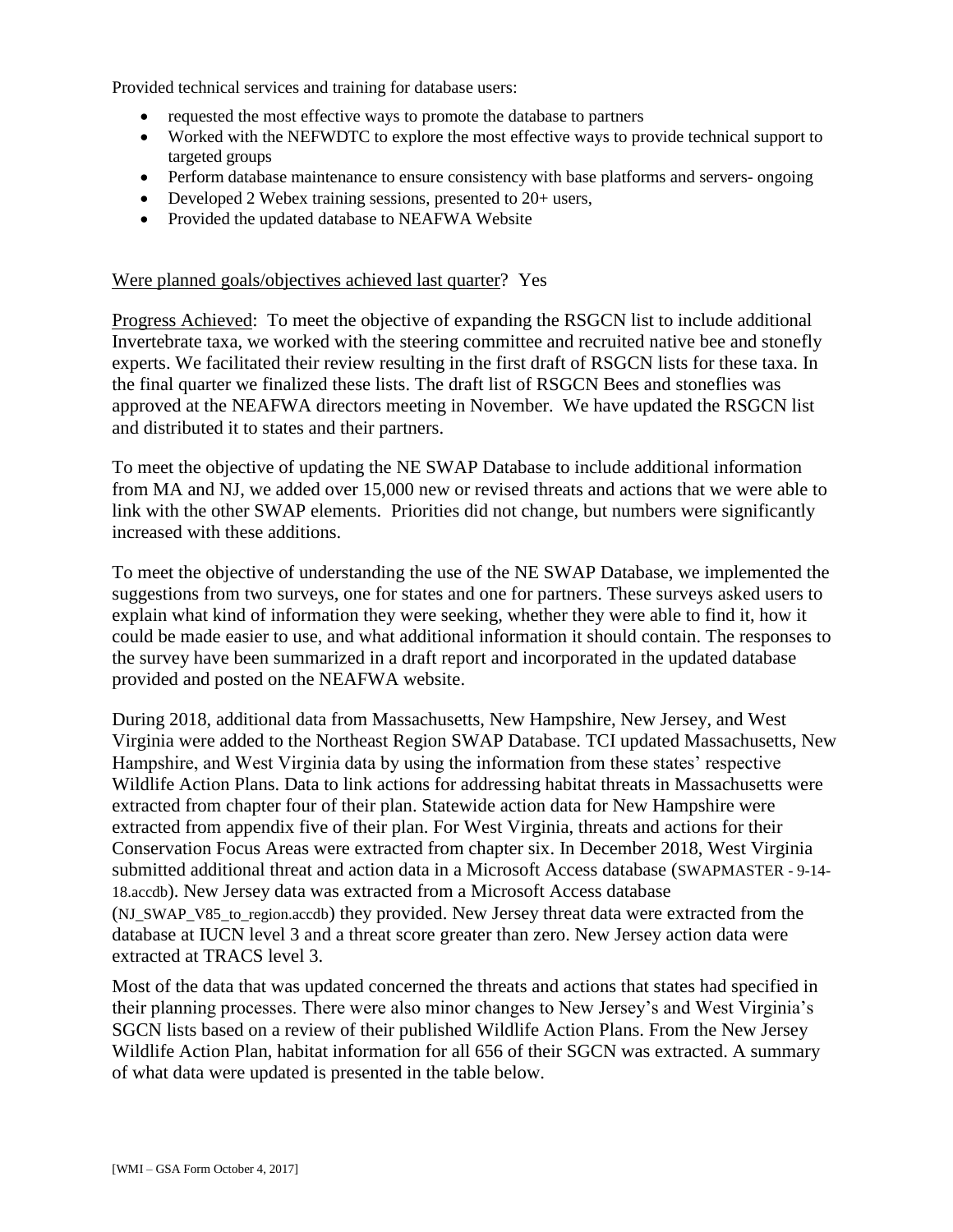Provided technical services and training for database users:

- requested the most effective ways to promote the database to partners
- Worked with the NEFWDTC to explore the most effective ways to provide technical support to targeted groups
- Perform database maintenance to ensure consistency with base platforms and servers- ongoing
- Developed 2 Webex training sessions, presented to 20+ users,
- Provided the updated database to NEAFWA Website

Were planned goals/objectives achieved last quarter? Yes

Progress Achieved: To meet the objective of expanding the RSGCN list to include additional Invertebrate taxa, we worked with the steering committee and recruited native bee and stonefly experts. We facilitated their review resulting in the first draft of RSGCN lists for these taxa. In the final quarter we finalized these lists. The draft list of RSGCN Bees and stoneflies was approved at the NEAFWA directors meeting in November. We have updated the RSGCN list and distributed it to states and their partners.

To meet the objective of updating the NE SWAP Database to include additional information from MA and NJ, we added over 15,000 new or revised threats and actions that we were able to link with the other SWAP elements. Priorities did not change, but numbers were significantly increased with these additions.

To meet the objective of understanding the use of the NE SWAP Database, we implemented the suggestions from two surveys, one for states and one for partners. These surveys asked users to explain what kind of information they were seeking, whether they were able to find it, how it could be made easier to use, and what additional information it should contain. The responses to the survey have been summarized in a draft report and incorporated in the updated database provided and posted on the NEAFWA website.

During 2018, additional data from Massachusetts, New Hampshire, New Jersey, and West Virginia were added to the Northeast Region SWAP Database. TCI updated Massachusetts, New Hampshire, and West Virginia data by using the information from these states' respective Wildlife Action Plans. Data to link actions for addressing habitat threats in Massachusetts were extracted from chapter four of their plan. Statewide action data for New Hampshire were extracted from appendix five of their plan. For West Virginia, threats and actions for their Conservation Focus Areas were extracted from chapter six. In December 2018, West Virginia submitted additional threat and action data in a Microsoft Access database (SWAPMASTER - 9-14-18.accdb). New Jersey data was extracted from a Microsoft Access database (NJ_SWAP_V85_to_region.accdb) they provided. New Jersey threat data were extracted from the database at IUCN level 3 and a threat score greater than zero. New Jersey action data were extracted at TRACS level 3.

Most of the data that was updated concerned the threats and actions that states had specified in their planning processes. There were also minor changes to New Jersey's and West Virginia's SGCN lists based on a review of their published Wildlife Action Plans. From the New Jersey Wildlife Action Plan, habitat information for all 656 of their SGCN was extracted. A summary of what data were updated is presented in the table below.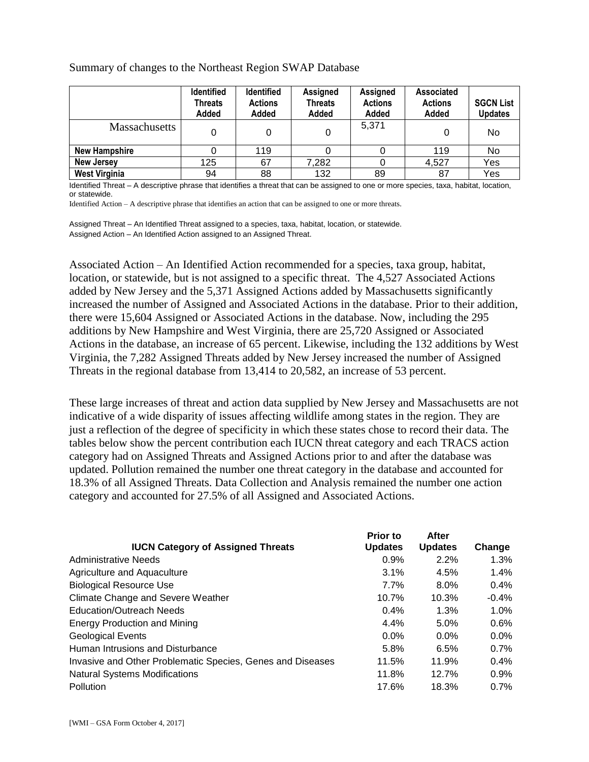Summary of changes to the Northeast Region SWAP Database

| | Identified Threats Added | Identified Actions Added | Assigned Threats Added | Assigned Actions Added | Associated Actions Added | SGCN List Updates |
|---|---|---|---|---|---|---|
| Massachusetts | 0 | 0 | 0 | 5,371 | 0 | No |
| **New Hampshire** | 0 | 119 | 0 | 0 | 119 | No |
| **New Jersey** | 125 | 67 | 7,282 | 0 | 4,527 | Yes |
| **West Virginia** | 94 | 88 | 132 | 89 | 87 | Yes |

Identified Threat – A descriptive phrase that identifies a threat that can be assigned to one or more species, taxa, habitat, location, or statewide.

Identified Action – A descriptive phrase that identifies an action that can be assigned to one or more threats.

Assigned Threat – An Identified Threat assigned to a species, taxa, habitat, location, or statewide.

Assigned Action – An Identified Action assigned to an Assigned Threat.

Associated Action – An Identified Action recommended for a species, taxa group, habitat, location, or statewide, but is not assigned to a specific threat. The 4,527 Associated Actions added by New Jersey and the 5,371 Assigned Actions added by Massachusetts significantly increased the number of Assigned and Associated Actions in the database. Prior to their addition, there were 15,604 Assigned or Associated Actions in the database. Now, including the 295 additions by New Hampshire and West Virginia, there are 25,720 Assigned or Associated Actions in the database, an increase of 65 percent. Likewise, including the 132 additions by West Virginia, the 7,282 Assigned Threats added by New Jersey increased the number of Assigned Threats in the regional database from 13,414 to 20,582, an increase of 53 percent.

These large increases of threat and action data supplied by New Jersey and Massachusetts are not indicative of a wide disparity of issues affecting wildlife among states in the region. They are just a reflection of the degree of specificity in which these states chose to record their data. The tables below show the percent contribution each IUCN threat category and each TRACS action category had on Assigned Threats and Assigned Actions prior to and after the database was updated. Pollution remained the number one threat category in the database and accounted for 18.3% of all Assigned Threats. Data Collection and Analysis remained the number one action category and accounted for 27.5% of all Assigned and Associated Actions.

| IUCN Category of Assigned Threats | Prior to Updates | After Updates | Change |
|---|---|---|---|
| Administrative Needs | 0.9% | 2.2% | 1.3% |
| Agriculture and Aquaculture | 3.1% | 4.5% | 1.4% |
| Biological Resource Use | 7.7% | 8.0% | 0.4% |
| Climate Change and Severe Weather | 10.7% | 10.3% | -0.4% |
| Education/Outreach Needs | 0.4% | 1.3% | 1.0% |
| Energy Production and Mining | 4.4% | 5.0% | 0.6% |
| Geological Events | 0.0% | 0.0% | 0.0% |
| Human Intrusions and Disturbance | 5.8% | 6.5% | 0.7% |
| Invasive and Other Problematic Species, Genes and Diseases | 11.5% | 11.9% | 0.4% |
| Natural Systems Modifications | 11.8% | 12.7% | 0.9% |
| Pollution | 17.6% | 18.3% | 0.7% |